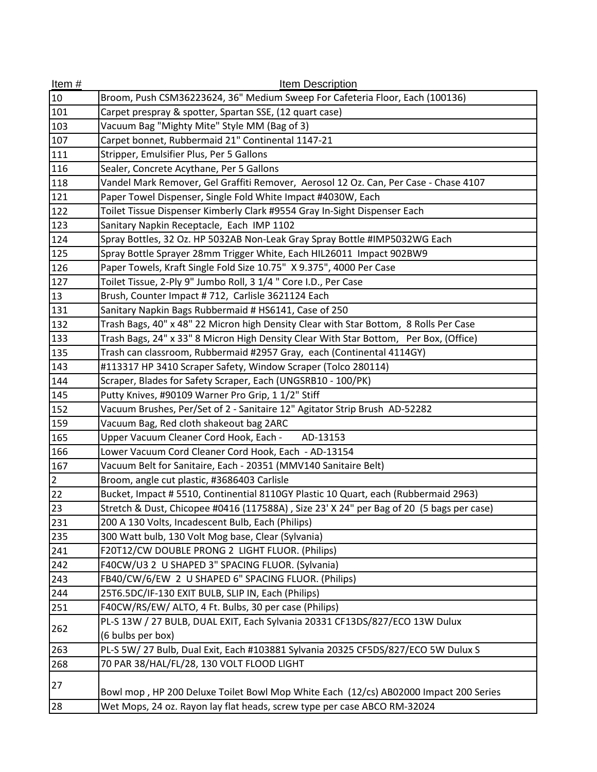| Item # | Item Description |
|---|---|
| 10 | Broom, Push CSM36223624, 36" Medium Sweep For Cafeteria Floor, Each (100136) |
| 101 | Carpet prespray & spotter, Spartan SSE, (12 quart case) |
| 103 | Vacuum Bag "Mighty Mite" Style MM (Bag of 3) |
| 107 | Carpet bonnet, Rubbermaid 21" Continental 1147-21 |
| 111 | Stripper, Emulsifier Plus, Per 5 Gallons |
| 116 | Sealer, Concrete Acythane, Per 5 Gallons |
| 118 | Vandel Mark Remover, Gel Graffiti Remover, Aerosol 12 Oz. Can, Per Case - Chase 4107 |
| 121 | Paper Towel Dispenser, Single Fold White Impact #4030W, Each |
| 122 | Toilet Tissue Dispenser Kimberly Clark #9554 Gray In-Sight Dispenser Each |
| 123 | Sanitary Napkin Receptacle, Each IMP 1102 |
| 124 | Spray Bottles, 32 Oz. HP 5032AB Non-Leak Gray Spray Bottle #IMP5032WG Each |
| 125 | Spray Bottle Sprayer 28mm Trigger White, Each HIL26011 Impact 902BW9 |
| 126 | Paper Towels, Kraft Single Fold Size 10.75" X 9.375", 4000 Per Case |
| 127 | Toilet Tissue, 2-Ply 9" Jumbo Roll, 3 1/4 " Core I.D., Per Case |
| 13 | Brush, Counter Impact # 712, Carlisle 3621124 Each |
| 131 | Sanitary Napkin Bags Rubbermaid # HS6141, Case of 250 |
| 132 | Trash Bags, 40" x 48" 22 Micron high Density Clear with Star Bottom, 8 Rolls Per Case |
| 133 | Trash Bags, 24" x 33" 8 Micron High Density Clear With Star Bottom, Per Box, (Office) |
| 135 | Trash can classroom, Rubbermaid #2957 Gray, each (Continental 4114GY) |
| 143 | #113317 HP 3410 Scraper Safety, Window Scraper (Tolco 280114) |
| 144 | Scraper, Blades for Safety Scraper, Each (UNGSRB10 - 100/PK) |
| 145 | Putty Knives, #90109 Warner Pro Grip, 1 1/2" Stiff |
| 152 | Vacuum Brushes, Per/Set of 2 - Sanitaire 12" Agitator Strip Brush AD-52282 |
| 159 | Vacuum Bag, Red cloth shakeout bag 2ARC |
| 165 | Upper Vacuum Cleaner Cord Hook, Each - AD-13153 |
| 166 | Lower Vacuum Cord Cleaner Cord Hook, Each - AD-13154 |
| 167 | Vacuum Belt for Sanitaire, Each - 20351 (MMV140 Sanitaire Belt) |
| 2 | Broom, angle cut plastic, #3686403 Carlisle |
| 22 | Bucket, Impact # 5510, Continential 8110GY Plastic 10 Quart, each (Rubbermaid 2963) |
| 23 | Stretch & Dust, Chicopee #0416 (117588A) , Size 23' X 24" per Bag of 20 (5 bags per case) |
| 231 | 200 A 130 Volts, Incadescent Bulb, Each (Philips) |
| 235 | 300 Watt bulb, 130 Volt Mog base, Clear (Sylvania) |
| 241 | F20T12/CW DOUBLE PRONG 2 LIGHT FLUOR. (Philips) |
| 242 | F40CW/U3 2 U SHAPED 3" SPACING FLUOR. (Sylvania) |
| 243 | FB40/CW/6/EW 2 U SHAPED 6" SPACING FLUOR. (Philips) |
| 244 | 25T6.5DC/IF-130 EXIT BULB, SLIP IN, Each (Philips) |
| 251 | F40CW/RS/EW/ ALTO, 4 Ft. Bulbs, 30 per case (Philips) |
| 262 | PL-S 13W / 27 BULB, DUAL EXIT, Each Sylvania 20331 CF13DS/827/ECO 13W Dulux (6 bulbs per box) |
| 263 | PL-S 5W/ 27 Bulb, Dual Exit, Each #103881 Sylvania 20325 CF5DS/827/ECO 5W Dulux S |
| 268 | 70 PAR 38/HAL/FL/28, 130 VOLT FLOOD LIGHT |
| 27 | Bowl mop , HP 200 Deluxe Toilet Bowl Mop White Each (12/cs) AB02000 Impact 200 Series |
| 28 | Wet Mops, 24 oz. Rayon lay flat heads, screw type per case ABCO RM-32024 |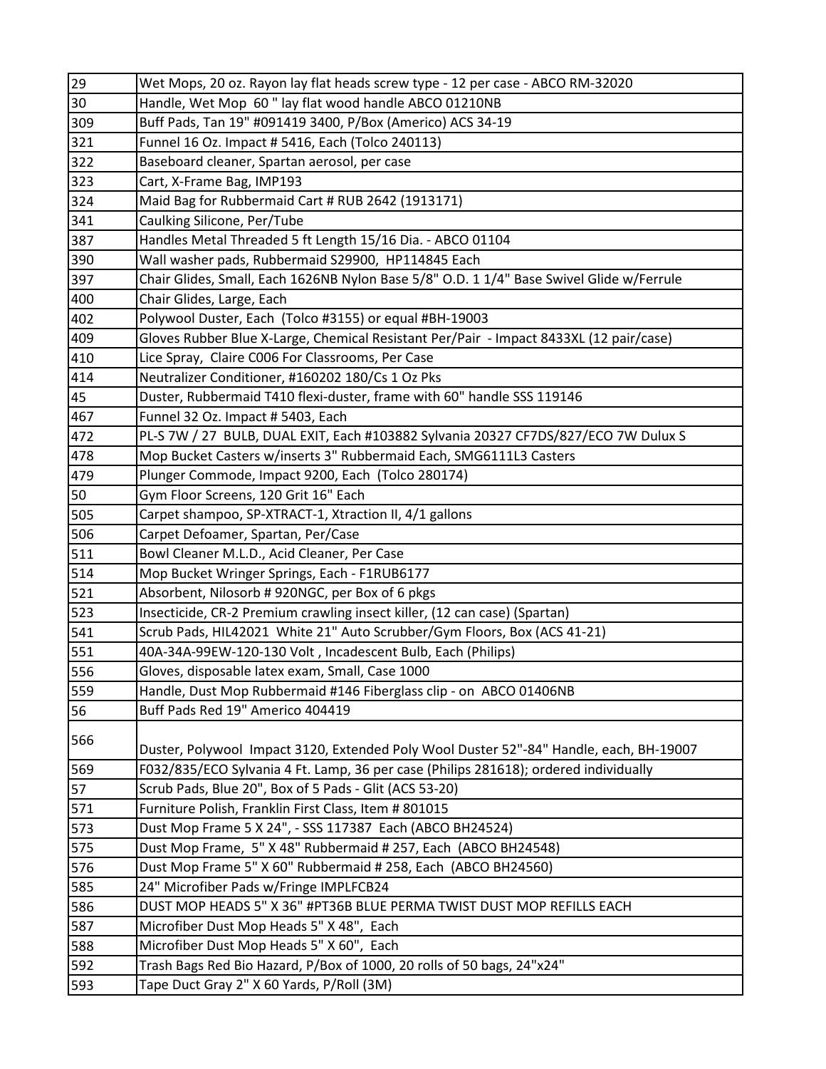| | |
|---|---|
| 29 | Wet Mops, 20 oz. Rayon lay flat heads screw type - 12 per case - ABCO RM-32020 |
| 30 | Handle, Wet Mop 60 " lay flat wood handle ABCO 01210NB |
| 309 | Buff Pads, Tan 19" #091419 3400, P/Box (Americo) ACS 34-19 |
| 321 | Funnel 16 Oz. Impact # 5416, Each (Tolco 240113) |
| 322 | Baseboard cleaner, Spartan aerosol, per case |
| 323 | Cart, X-Frame Bag, IMP193 |
| 324 | Maid Bag for Rubbermaid Cart # RUB 2642 (1913171) |
| 341 | Caulking Silicone, Per/Tube |
| 387 | Handles Metal Threaded 5 ft Length 15/16 Dia. - ABCO 01104 |
| 390 | Wall washer pads, Rubbermaid S29900, HP114845 Each |
| 397 | Chair Glides, Small, Each 1626NB Nylon Base 5/8" O.D. 1 1/4" Base Swivel Glide w/Ferrule |
| 400 | Chair Glides, Large, Each |
| 402 | Polywool Duster, Each (Tolco #3155) or equal #BH-19003 |
| 409 | Gloves Rubber Blue X-Large, Chemical Resistant Per/Pair - Impact 8433XL (12 pair/case) |
| 410 | Lice Spray, Claire C006 For Classrooms, Per Case |
| 414 | Neutralizer Conditioner, #160202 180/Cs 1 Oz Pks |
| 45 | Duster, Rubbermaid T410 flexi-duster, frame with 60" handle SSS 119146 |
| 467 | Funnel 32 Oz. Impact # 5403, Each |
| 472 | PL-S 7W / 27 BULB, DUAL EXIT, Each #103882 Sylvania 20327 CF7DS/827/ECO 7W Dulux S |
| 478 | Mop Bucket Casters w/inserts 3" Rubbermaid Each, SMG6111L3 Casters |
| 479 | Plunger Commode, Impact 9200, Each (Tolco 280174) |
| 50 | Gym Floor Screens, 120 Grit 16" Each |
| 505 | Carpet shampoo, SP-XTRACT-1, Xtraction II, 4/1 gallons |
| 506 | Carpet Defoamer, Spartan, Per/Case |
| 511 | Bowl Cleaner M.L.D., Acid Cleaner, Per Case |
| 514 | Mop Bucket Wringer Springs, Each - F1RUB6177 |
| 521 | Absorbent, Nilosorb # 920NGC, per Box of 6 pkgs |
| 523 | Insecticide, CR-2 Premium crawling insect killer, (12 can case) (Spartan) |
| 541 | Scrub Pads, HIL42021 White 21" Auto Scrubber/Gym Floors, Box (ACS 41-21) |
| 551 | 40A-34A-99EW-120-130 Volt , Incadescent Bulb, Each (Philips) |
| 556 | Gloves, disposable latex exam, Small, Case 1000 |
| 559 | Handle, Dust Mop Rubbermaid #146 Fiberglass clip - on ABCO 01406NB |
| 56 | Buff Pads Red 19" Americo 404419 |
| 566 | Duster, Polywool Impact 3120, Extended Poly Wool Duster 52"-84" Handle, each, BH-19007 |
| 569 | F032/835/ECO Sylvania 4 Ft. Lamp, 36 per case (Philips 281618); ordered individually |
| 57 | Scrub Pads, Blue 20", Box of 5 Pads - Glit (ACS 53-20) |
| 571 | Furniture Polish, Franklin First Class, Item # 801015 |
| 573 | Dust Mop Frame 5 X 24", - SSS 117387 Each (ABCO BH24524) |
| 575 | Dust Mop Frame, 5" X 48" Rubbermaid # 257, Each (ABCO BH24548) |
| 576 | Dust Mop Frame 5" X 60" Rubbermaid # 258, Each (ABCO BH24560) |
| 585 | 24" Microfiber Pads w/Fringe IMPLFCB24 |
| 586 | DUST MOP HEADS 5" X 36" #PT36B BLUE PERMA TWIST DUST MOP REFILLS EACH |
| 587 | Microfiber Dust Mop Heads 5" X 48", Each |
| 588 | Microfiber Dust Mop Heads 5" X 60", Each |
| 592 | Trash Bags Red Bio Hazard, P/Box of 1000, 20 rolls of 50 bags, 24"x24" |
| 593 | Tape Duct Gray 2" X 60 Yards, P/Roll (3M) |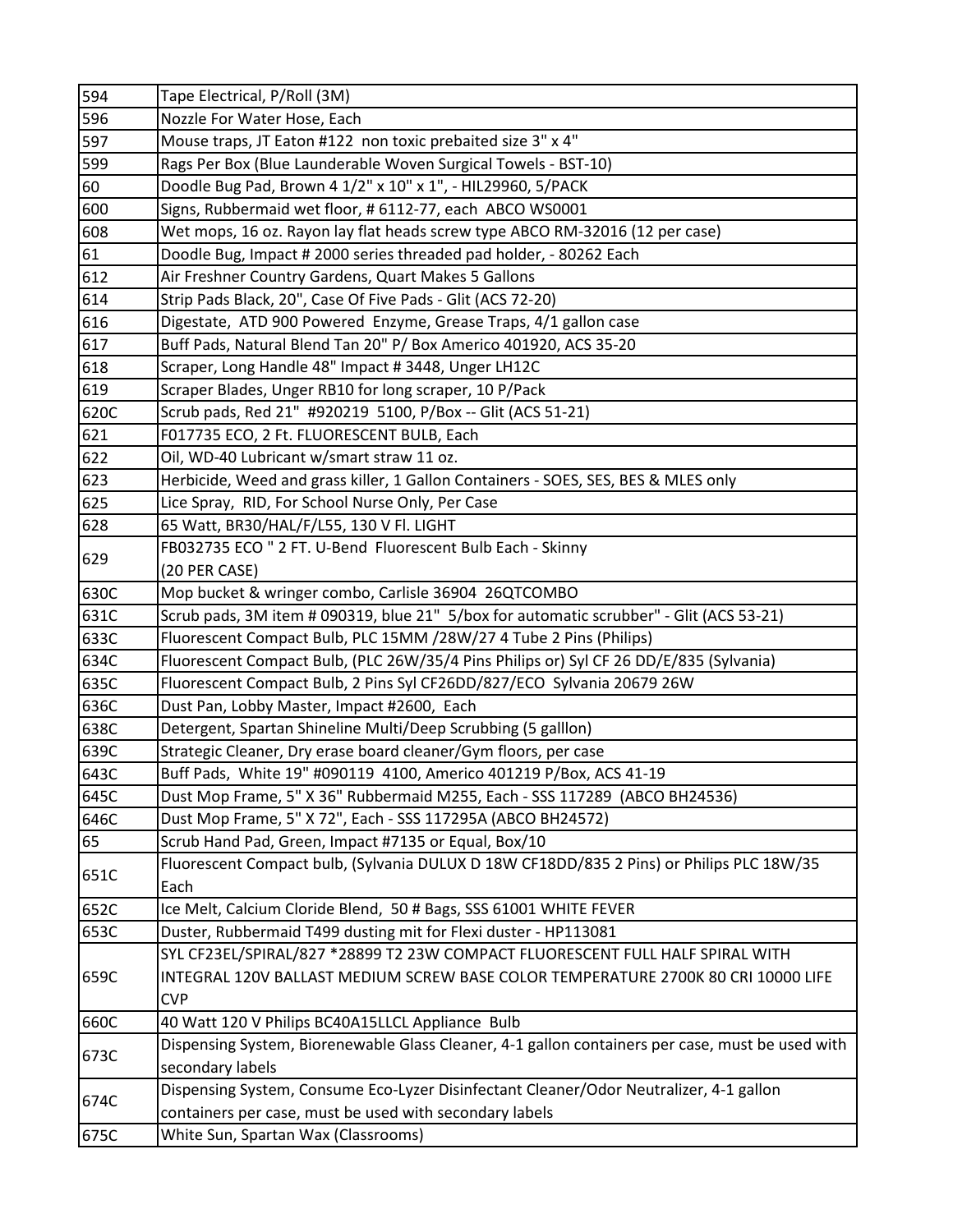| 594 | Tape Electrical, P/Roll (3M) |
|---|---|
| 596 | Nozzle For Water Hose, Each |
| 597 | Mouse traps, JT Eaton #122 non toxic prebaited size 3" x 4" |
| 599 | Rags Per Box (Blue Launderable Woven Surgical Towels - BST-10) |
| 60 | Doodle Bug Pad, Brown 4 1/2" x 10" x 1", - HIL29960, 5/PACK |
| 600 | Signs, Rubbermaid wet floor, # 6112-77, each ABCO WS0001 |
| 608 | Wet mops, 16 oz. Rayon lay flat heads screw type ABCO RM-32016 (12 per case) |
| 61 | Doodle Bug, Impact # 2000 series threaded pad holder, - 80262 Each |
| 612 | Air Freshner Country Gardens, Quart Makes 5 Gallons |
| 614 | Strip Pads Black, 20", Case Of Five Pads - Glit (ACS 72-20) |
| 616 | Digestate, ATD 900 Powered Enzyme, Grease Traps, 4/1 gallon case |
| 617 | Buff Pads, Natural Blend Tan 20" P/ Box Americo 401920, ACS 35-20 |
| 618 | Scraper, Long Handle 48" Impact # 3448, Unger LH12C |
| 619 | Scraper Blades, Unger RB10 for long scraper, 10 P/Pack |
| 620C | Scrub pads, Red 21" #920219 5100, P/Box -- Glit (ACS 51-21) |
| 621 | F017735 ECO, 2 Ft. FLUORESCENT BULB, Each |
| 622 | Oil, WD-40 Lubricant w/smart straw 11 oz. |
| 623 | Herbicide, Weed and grass killer, 1 Gallon Containers - SOES, SES, BES & MLES only |
| 625 | Lice Spray, RID, For School Nurse Only, Per Case |
| 628 | 65 Watt, BR30/HAL/F/L55, 130 V Fl. LIGHT |
| 629 | FB032735 ECO " 2 FT. U-Bend Fluorescent Bulb Each - Skinny (20 PER CASE) |
| 630C | Mop bucket & wringer combo, Carlisle 36904 26QTCOMBO |
| 631C | Scrub pads, 3M item # 090319, blue 21" 5/box for automatic scrubber" - Glit (ACS 53-21) |
| 633C | Fluorescent Compact Bulb, PLC 15MM /28W/27 4 Tube 2 Pins (Philips) |
| 634C | Fluorescent Compact Bulb, (PLC 26W/35/4 Pins Philips or) Syl CF 26 DD/E/835 (Sylvania) |
| 635C | Fluorescent Compact Bulb, 2 Pins Syl CF26DD/827/ECO Sylvania 20679 26W |
| 636C | Dust Pan, Lobby Master, Impact #2600, Each |
| 638C | Detergent, Spartan Shineline Multi/Deep Scrubbing (5 galllon) |
| 639C | Strategic Cleaner, Dry erase board cleaner/Gym floors, per case |
| 643C | Buff Pads, White 19" #090119 4100, Americo 401219 P/Box, ACS 41-19 |
| 645C | Dust Mop Frame, 5" X 36" Rubbermaid M255, Each - SSS 117289 (ABCO BH24536) |
| 646C | Dust Mop Frame, 5" X 72", Each - SSS 117295A (ABCO BH24572) |
| 65 | Scrub Hand Pad, Green, Impact #7135 or Equal, Box/10 |
| 651C | Fluorescent Compact bulb, (Sylvania DULUX D 18W CF18DD/835 2 Pins) or Philips PLC 18W/35 Each |
| 652C | Ice Melt, Calcium Cloride Blend, 50 # Bags, SSS 61001 WHITE FEVER |
| 653C | Duster, Rubbermaid T499 dusting mit for Flexi duster - HP113081 |
| 659C | SYL CF23EL/SPIRAL/827 *28899 T2 23W COMPACT FLUORESCENT FULL HALF SPIRAL WITH INTEGRAL 120V BALLAST MEDIUM SCREW BASE COLOR TEMPERATURE 2700K 80 CRI 10000 LIFE CVP |
| 660C | 40 Watt 120 V Philips BC40A15LLCL Appliance Bulb |
| 673C | Dispensing System, Biorenewable Glass Cleaner, 4-1 gallon containers per case, must be used with secondary labels |
| 674C | Dispensing System, Consume Eco-Lyzer Disinfectant Cleaner/Odor Neutralizer, 4-1 gallon containers per case, must be used with secondary labels |
| 675C | White Sun, Spartan Wax (Classrooms) |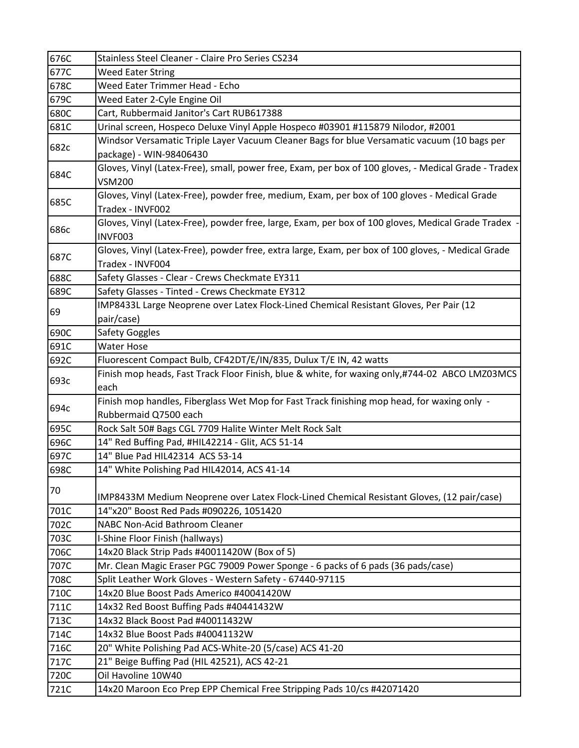| | |
|---|---|
| 676C | Stainless Steel Cleaner - Claire Pro Series CS234 |
| 677C | Weed Eater String |
| 678C | Weed Eater Trimmer Head - Echo |
| 679C | Weed Eater 2-Cyle Engine Oil |
| 680C | Cart, Rubbermaid Janitor's Cart RUB617388 |
| 681C | Urinal screen, Hospeco Deluxe Vinyl Apple Hospeco #03901 #115879 Nilodor, #2001 |
| 682c | Windsor Versamatic Triple Layer Vacuum Cleaner Bags for blue Versamatic vacuum (10 bags per package) - WIN-98406430 |
| 684C | Gloves, Vinyl (Latex-Free), small, power free, Exam, per box of 100 gloves, - Medical Grade - Tradex VSM200 |
| 685C | Gloves, Vinyl (Latex-Free), powder free, medium, Exam, per box of 100 gloves - Medical Grade Tradex - INVF002 |
| 686c | Gloves, Vinyl (Latex-Free), powder free, large, Exam, per box of 100 gloves, Medical Grade Tradex - INVF003 |
| 687C | Gloves, Vinyl (Latex-Free), powder free, extra large, Exam, per box of 100 gloves, - Medical Grade Tradex - INVF004 |
| 688C | Safety Glasses - Clear - Crews Checkmate EY311 |
| 689C | Safety Glasses - Tinted - Crews Checkmate EY312 |
| 69 | IMP8433L Large Neoprene over Latex Flock-Lined Chemical Resistant Gloves, Per Pair (12 pair/case) |
| 690C | Safety Goggles |
| 691C | Water Hose |
| 692C | Fluorescent Compact Bulb, CF42DT/E/IN/835, Dulux T/E IN, 42 watts |
| 693c | Finish mop heads, Fast Track Floor Finish, blue & white, for waxing only,#744-02 ABCO LMZ03MCS each |
| 694c | Finish mop handles, Fiberglass Wet Mop for Fast Track finishing mop head, for waxing only - Rubbermaid Q7500 each |
| 695C | Rock Salt 50# Bags CGL 7709 Halite Winter Melt Rock Salt |
| 696C | 14" Red Buffing Pad, #HIL42214 - Glit, ACS 51-14 |
| 697C | 14" Blue Pad HIL42314 ACS 53-14 |
| 698C | 14" White Polishing Pad HIL42014, ACS 41-14 |
| 70 | IMP8433M Medium Neoprene over Latex Flock-Lined Chemical Resistant Gloves, (12 pair/case) |
| 701C | 14"x20" Boost Red Pads #090226, 1051420 |
| 702C | NABC Non-Acid Bathroom Cleaner |
| 703C | I-Shine Floor Finish (hallways) |
| 706C | 14x20 Black Strip Pads #40011420W (Box of 5) |
| 707C | Mr. Clean Magic Eraser PGC 79009 Power Sponge - 6 packs of 6 pads (36 pads/case) |
| 708C | Split Leather Work Gloves - Western Safety - 67440-97115 |
| 710C | 14x20 Blue Boost Pads Americo #40041420W |
| 711C | 14x32 Red Boost Buffing Pads #40441432W |
| 713C | 14x32 Black Boost Pad #40011432W |
| 714C | 14x32 Blue Boost Pads #40041132W |
| 716C | 20" White Polishing Pad ACS-White-20 (5/case) ACS 41-20 |
| 717C | 21" Beige Buffing Pad (HIL 42521), ACS 42-21 |
| 720C | Oil Havoline 10W40 |
| 721C | 14x20 Maroon Eco Prep EPP Chemical Free Stripping Pads 10/cs #42071420 |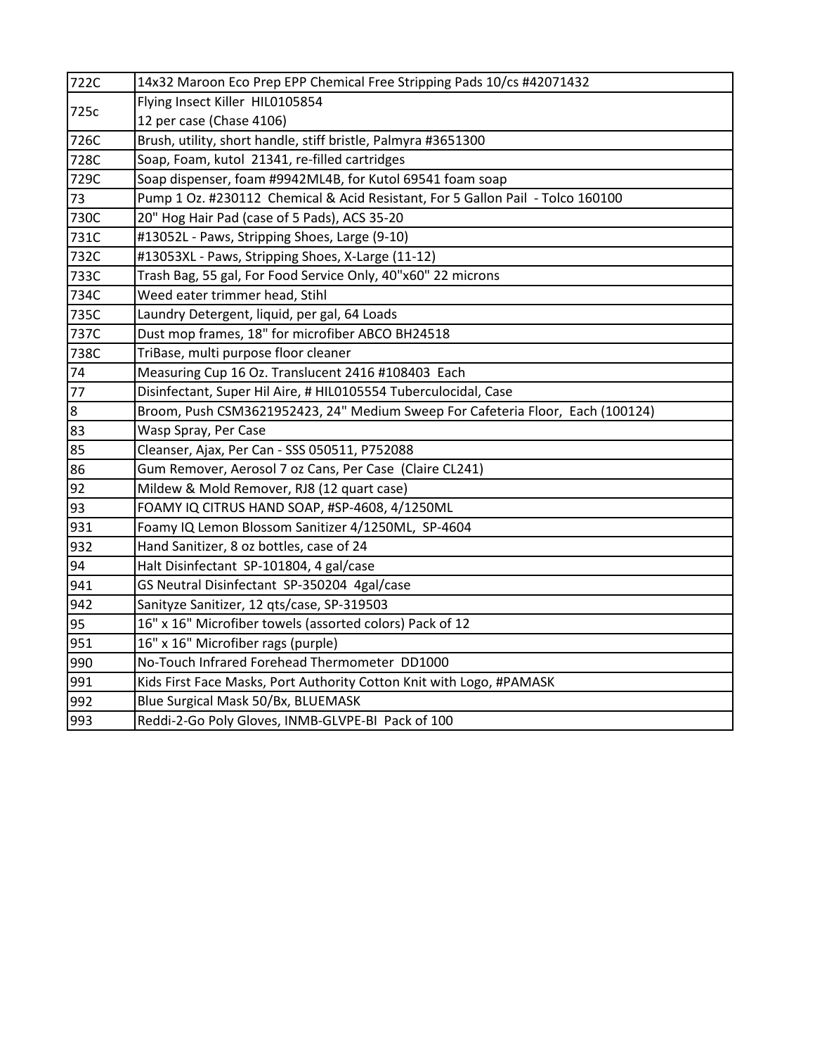| | |
|---|---|
| 722C | 14x32 Maroon Eco Prep EPP Chemical Free Stripping Pads 10/cs #42071432 |
| 725c | Flying Insect Killer HIL0105854<br>12 per case (Chase 4106) |
| 726C | Brush, utility, short handle, stiff bristle, Palmyra #3651300 |
| 728C | Soap, Foam, kutol 21341, re-filled cartridges |
| 729C | Soap dispenser, foam #9942ML4B, for Kutol 69541 foam soap |
| 73 | Pump 1 Oz. #230112 Chemical & Acid Resistant, For 5 Gallon Pail - Tolco 160100 |
| 730C | 20" Hog Hair Pad (case of 5 Pads), ACS 35-20 |
| 731C | #13052L - Paws, Stripping Shoes, Large (9-10) |
| 732C | #13053XL - Paws, Stripping Shoes, X-Large (11-12) |
| 733C | Trash Bag, 55 gal, For Food Service Only, 40"x60" 22 microns |
| 734C | Weed eater trimmer head, Stihl |
| 735C | Laundry Detergent, liquid, per gal, 64 Loads |
| 737C | Dust mop frames, 18" for microfiber ABCO BH24518 |
| 738C | TriBase, multi purpose floor cleaner |
| 74 | Measuring Cup 16 Oz. Translucent 2416 #108403 Each |
| 77 | Disinfectant, Super Hil Aire, # HIL0105554 Tuberculocidal, Case |
| 8 | Broom, Push CSM3621952423, 24" Medium Sweep For Cafeteria Floor, Each (100124) |
| 83 | Wasp Spray, Per Case |
| 85 | Cleanser, Ajax, Per Can - SSS 050511, P752088 |
| 86 | Gum Remover, Aerosol 7 oz Cans, Per Case (Claire CL241) |
| 92 | Mildew & Mold Remover, RJ8 (12 quart case) |
| 93 | FOAMY IQ CITRUS HAND SOAP, #SP-4608, 4/1250ML |
| 931 | Foamy IQ Lemon Blossom Sanitizer 4/1250ML, SP-4604 |
| 932 | Hand Sanitizer, 8 oz bottles, case of 24 |
| 94 | Halt Disinfectant SP-101804, 4 gal/case |
| 941 | GS Neutral Disinfectant SP-350204 4gal/case |
| 942 | Sanityze Sanitizer, 12 qts/case, SP-319503 |
| 95 | 16" x 16" Microfiber towels (assorted colors) Pack of 12 |
| 951 | 16" x 16" Microfiber rags (purple) |
| 990 | No-Touch Infrared Forehead Thermometer DD1000 |
| 991 | Kids First Face Masks, Port Authority Cotton Knit with Logo, #PAMASK |
| 992 | Blue Surgical Mask 50/Bx, BLUEMASK |
| 993 | Reddi-2-Go Poly Gloves, INMB-GLVPE-BI Pack of 100 |